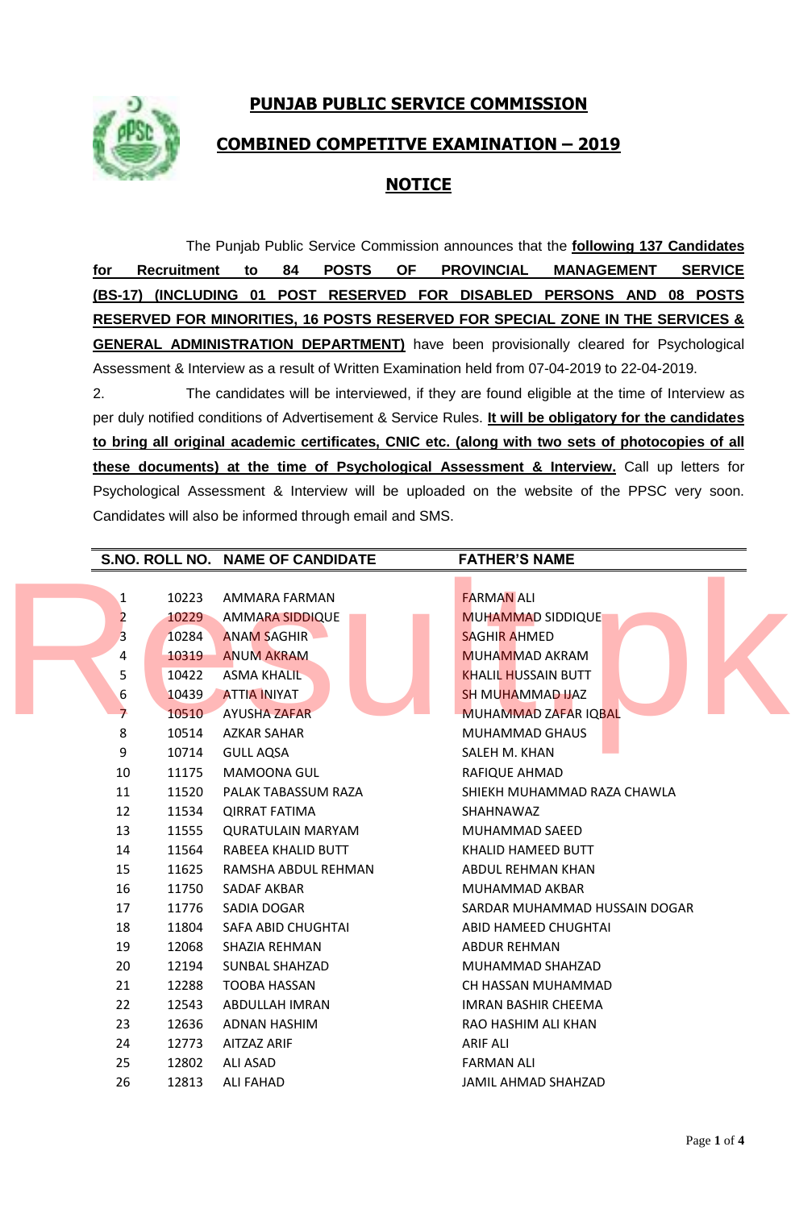# PUNJAB PUBLIC SERVICE COMMISSION

## COMBINED COMPETITVE EXAMINATION – 2019

## NOTICE

The Punjab Public Service Commission announces that the **following 137 Candidates for Recruitment to 84 POSTS OF PROVINCIAL MANAGEMENT SERVICE (BS-17) (INCLUDING 01 POST RESERVED FOR DISABLED PERSONS AND 08 POSTS RESERVED FOR MINORITIES, 16 POSTS RESERVED FOR SPECIAL ZONE IN THE SERVICES & GENERAL ADMINISTRATION DEPARTMENT)** have been provisionally cleared for Psychological Assessment & Interview as a result of Written Examination held from 07-04-2019 to 22-04-2019.

2. The candidates will be interviewed, if they are found eligible at the time of Interview as per duly notified conditions of Advertisement & Service Rules. **It will be obligatory for the candidates to bring all original academic certificates, CNIC etc. (along with two sets of photocopies of all these documents) at the time of Psychological Assessment & Interview.** Call up letters for Psychological Assessment & Interview will be uploaded on the website of the PPSC very soon. Candidates will also be informed through email and SMS.

| S.NO. | ROLL NO. | NAME OF CANDIDATE | FATHER'S NAME |
|---|---|---|---|
| 1 | 10223 | AMMARA FARMAN | FARMAN ALI |
| 2 | 10229 | AMMARA SIDDIQUE | MUHAMMAD SIDDIQUE |
| 3 | 10284 | ANAM SAGHIR | SAGHIR AHMED |
| 4 | 10319 | ANUM AKRAM | MUHAMMAD AKRAM |
| 5 | 10422 | ASMA KHALIL | KHALIL HUSSAIN BUTT |
| 6 | 10439 | ATTIA INIYAT | SH MUHAMMAD IJAZ |
| 7 | 10510 | AYUSHA ZAFAR | MUHAMMAD ZAFAR IQBAL |
| 8 | 10514 | AZKAR SAHAR | MUHAMMAD GHAUS |
| 9 | 10714 | GULL AQSA | SALEH M. KHAN |
| 10 | 11175 | MAMOONA GUL | RAFIQUE AHMAD |
| 11 | 11520 | PALAK TABASSUM RAZA | SHIEKH MUHAMMAD RAZA CHAWLA |
| 12 | 11534 | QIRRAT FATIMA | SHAHNAWAZ |
| 13 | 11555 | QURATULAIN MARYAM | MUHAMMAD SAEED |
| 14 | 11564 | RABEEA KHALID BUTT | KHALID HAMEED BUTT |
| 15 | 11625 | RAMSHA ABDUL REHMAN | ABDUL REHMAN KHAN |
| 16 | 11750 | SADAF AKBAR | MUHAMMAD AKBAR |
| 17 | 11776 | SADIA DOGAR | SARDAR MUHAMMAD HUSSAIN DOGAR |
| 18 | 11804 | SAFA ABID CHUGHTAI | ABID HAMEED CHUGHTAI |
| 19 | 12068 | SHAZIA REHMAN | ABDUR REHMAN |
| 20 | 12194 | SUNBAL SHAHZAD | MUHAMMAD SHAHZAD |
| 21 | 12288 | TOOBA HASSAN | CH HASSAN MUHAMMAD |
| 22 | 12543 | ABDULLAH IMRAN | IMRAN BASHIR CHEEMA |
| 23 | 12636 | ADNAN HASHIM | RAO HASHIM ALI KHAN |
| 24 | 12773 | AITZAZ ARIF | ARIF ALI |
| 25 | 12802 | ALI ASAD | FARMAN ALI |
| 26 | 12813 | ALI FAHAD | JAMIL AHMAD SHAHZAD |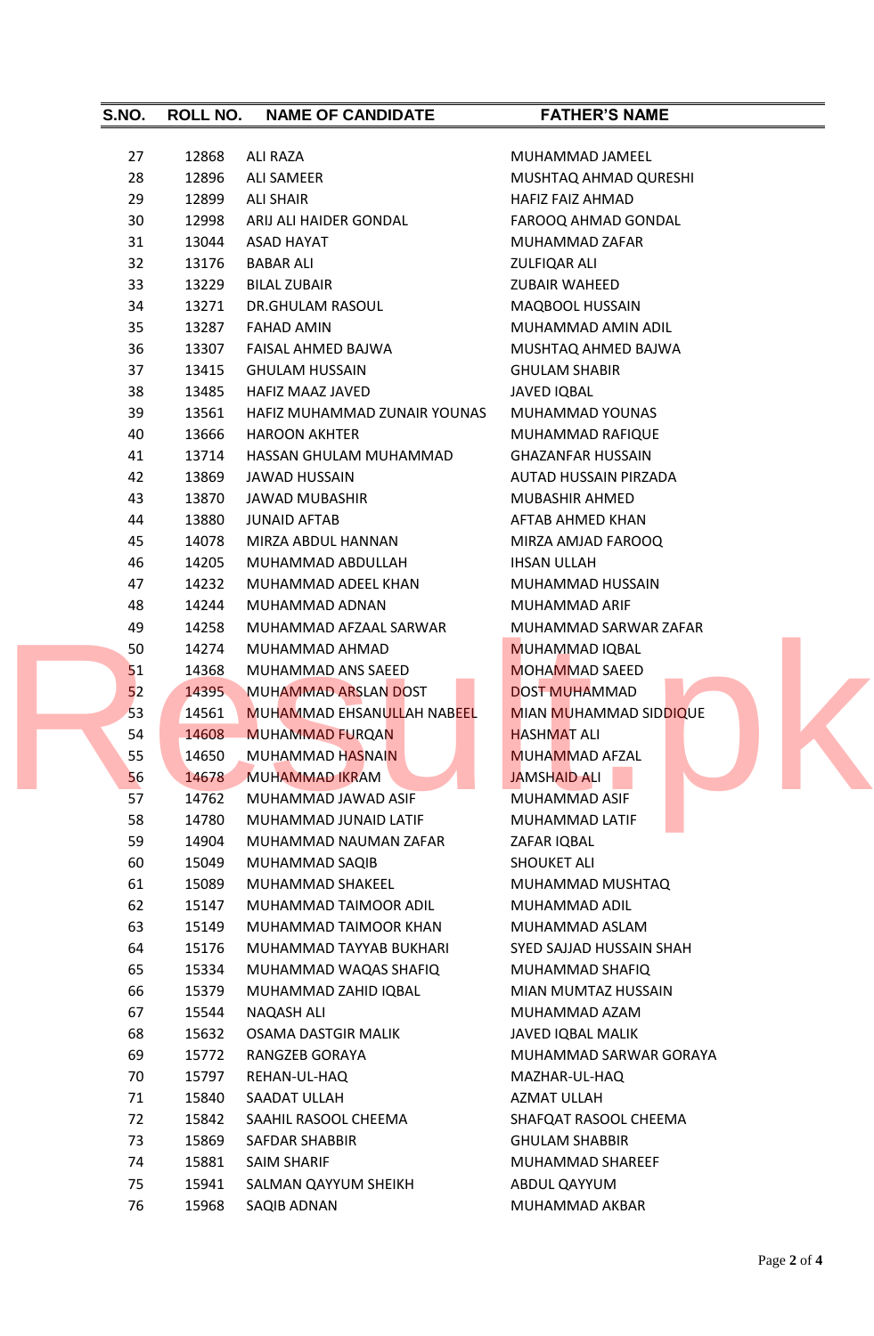| S.NO. | ROLL NO. | NAME OF CANDIDATE | FATHER'S NAME |
|---|---|---|---|
| 27 | 12868 | ALI RAZA | MUHAMMAD JAMEEL |
| 28 | 12896 | ALI SAMEER | MUSHTAQ AHMAD QURESHI |
| 29 | 12899 | ALI SHAIR | HAFIZ FAIZ AHMAD |
| 30 | 12998 | ARIJ ALI HAIDER GONDAL | FAROOQ AHMAD GONDAL |
| 31 | 13044 | ASAD HAYAT | MUHAMMAD ZAFAR |
| 32 | 13176 | BABAR ALI | ZULFIQAR ALI |
| 33 | 13229 | BILAL ZUBAIR | ZUBAIR WAHEED |
| 34 | 13271 | DR.GHULAM RASOUL | MAQBOOL HUSSAIN |
| 35 | 13287 | FAHAD AMIN | MUHAMMAD AMIN ADIL |
| 36 | 13307 | FAISAL AHMED BAJWA | MUSHTAQ AHMED BAJWA |
| 37 | 13415 | GHULAM HUSSAIN | GHULAM SHABIR |
| 38 | 13485 | HAFIZ MAAZ JAVED | JAVED IQBAL |
| 39 | 13561 | HAFIZ MUHAMMAD ZUNAIR YOUNAS | MUHAMMAD YOUNAS |
| 40 | 13666 | HAROON AKHTER | MUHAMMAD RAFIQUE |
| 41 | 13714 | HASSAN GHULAM MUHAMMAD | GHAZANFAR HUSSAIN |
| 42 | 13869 | JAWAD HUSSAIN | AUTAD HUSSAIN PIRZADA |
| 43 | 13870 | JAWAD MUBASHIR | MUBASHIR AHMED |
| 44 | 13880 | JUNAID AFTAB | AFTAB AHMED KHAN |
| 45 | 14078 | MIRZA ABDUL HANNAN | MIRZA AMJAD FAROOQ |
| 46 | 14205 | MUHAMMAD ABDULLAH | IHSAN ULLAH |
| 47 | 14232 | MUHAMMAD ADEEL KHAN | MUHAMMAD HUSSAIN |
| 48 | 14244 | MUHAMMAD ADNAN | MUHAMMAD ARIF |
| 49 | 14258 | MUHAMMAD AFZAAL SARWAR | MUHAMMAD SARWAR ZAFAR |
| 50 | 14274 | MUHAMMAD AHMAD | MUHAMMAD IQBAL |
| 51 | 14368 | MUHAMMAD ANS SAEED | MOHAMMAD SAEED |
| 52 | 14395 | MUHAMMAD ARSLAN DOST | DOST MUHAMMAD |
| 53 | 14561 | MUHAMMAD EHSANULLAH NABEEL | MIAN MUHAMMAD SIDDIQUE |
| 54 | 14608 | MUHAMMAD FURQAN | HASHMAT ALI |
| 55 | 14650 | MUHAMMAD HASNAIN | MUHAMMAD AFZAL |
| 56 | 14678 | MUHAMMAD IKRAM | JAMSHAID ALI |
| 57 | 14762 | MUHAMMAD JAWAD ASIF | MUHAMMAD ASIF |
| 58 | 14780 | MUHAMMAD JUNAID LATIF | MUHAMMAD LATIF |
| 59 | 14904 | MUHAMMAD NAUMAN ZAFAR | ZAFAR IQBAL |
| 60 | 15049 | MUHAMMAD SAQIB | SHOUKET ALI |
| 61 | 15089 | MUHAMMAD SHAKEEL | MUHAMMAD MUSHTAQ |
| 62 | 15147 | MUHAMMAD TAIMOOR ADIL | MUHAMMAD ADIL |
| 63 | 15149 | MUHAMMAD TAIMOOR KHAN | MUHAMMAD ASLAM |
| 64 | 15176 | MUHAMMAD TAYYAB BUKHARI | SYED SAJJAD HUSSAIN SHAH |
| 65 | 15334 | MUHAMMAD WAQAS SHAFIQ | MUHAMMAD SHAFIQ |
| 66 | 15379 | MUHAMMAD ZAHID IQBAL | MIAN MUMTAZ HUSSAIN |
| 67 | 15544 | NAQASH ALI | MUHAMMAD AZAM |
| 68 | 15632 | OSAMA DASTGIR MALIK | JAVED IQBAL MALIK |
| 69 | 15772 | RANGZEB GORAYA | MUHAMMAD SARWAR GORAYA |
| 70 | 15797 | REHAN-UL-HAQ | MAZHAR-UL-HAQ |
| 71 | 15840 | SAADAT ULLAH | AZMAT ULLAH |
| 72 | 15842 | SAAHIL RASOOL CHEEMA | SHAFQAT RASOOL CHEEMA |
| 73 | 15869 | SAFDAR SHABBIR | GHULAM SHABBIR |
| 74 | 15881 | SAIM SHARIF | MUHAMMAD SHAREEF |
| 75 | 15941 | SALMAN QAYYUM SHEIKH | ABDUL QAYYUM |
| 76 | 15968 | SAQIB ADNAN | MUHAMMAD AKBAR |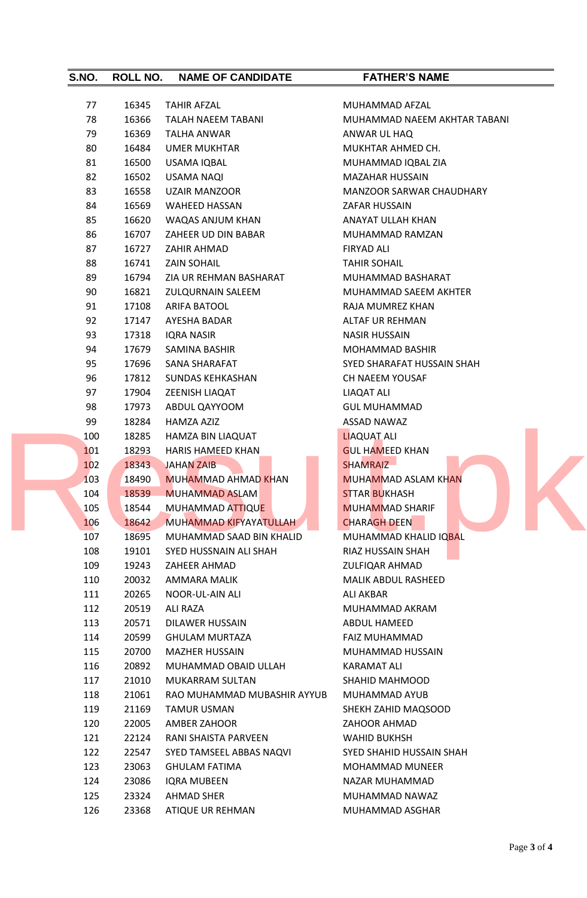| S.NO. | ROLL NO. | NAME OF CANDIDATE | FATHER'S NAME |
|---|---|---|---|
| 77 | 16345 | TAHIR AFZAL | MUHAMMAD AFZAL |
| 78 | 16366 | TALAH NAEEM TABANI | MUHAMMAD NAEEM AKHTAR TABANI |
| 79 | 16369 | TALHA ANWAR | ANWAR UL HAQ |
| 80 | 16484 | UMER MUKHTAR | MUKHTAR AHMED CH. |
| 81 | 16500 | USAMA IQBAL | MUHAMMAD IQBAL ZIA |
| 82 | 16502 | USAMA NAQI | MAZAHAR HUSSAIN |
| 83 | 16558 | UZAIR MANZOOR | MANZOOR SARWAR CHAUDHARY |
| 84 | 16569 | WAHEED HASSAN | ZAFAR HUSSAIN |
| 85 | 16620 | WAQAS ANJUM KHAN | ANAYAT ULLAH KHAN |
| 86 | 16707 | ZAHEER UD DIN BABAR | MUHAMMAD RAMZAN |
| 87 | 16727 | ZAHIR AHMAD | FIRYAD ALI |
| 88 | 16741 | ZAIN SOHAIL | TAHIR SOHAIL |
| 89 | 16794 | ZIA UR REHMAN BASHARAT | MUHAMMAD BASHARAT |
| 90 | 16821 | ZULQURNAIN SALEEM | MUHAMMAD SAEEM AKHTER |
| 91 | 17108 | ARIFA BATOOL | RAJA MUMREZ KHAN |
| 92 | 17147 | AYESHA BADAR | ALTAF UR REHMAN |
| 93 | 17318 | IQRA NASIR | NASIR HUSSAIN |
| 94 | 17679 | SAMINA BASHIR | MOHAMMAD BASHIR |
| 95 | 17696 | SANA SHARAFAT | SYED SHARAFAT HUSSAIN SHAH |
| 96 | 17812 | SUNDAS KEHKASHAN | CH NAEEM YOUSAF |
| 97 | 17904 | ZEENISH LIAQAT | LIAQAT ALI |
| 98 | 17973 | ABDUL QAYYOOM | GUL MUHAMMAD |
| 99 | 18284 | HAMZA AZIZ | ASSAD NAWAZ |
| 100 | 18285 | HAMZA BIN LIAQUAT | LIAQUAT ALI |
| 101 | 18293 | HARIS HAMEED KHAN | GUL HAMEED KHAN |
| 102 | 18343 | JAHAN ZAIB | SHAMRAIZ |
| 103 | 18490 | MUHAMMAD AHMAD KHAN | MUHAMMAD ASLAM KHAN |
| 104 | 18539 | MUHAMMAD ASLAM | STTAR BUKHASH |
| 105 | 18544 | MUHAMMAD ATTIQUE | MUHAMMAD SHARIF |
| 106 | 18642 | MUHAMMAD KIFYAYATULLAH | CHARAGH DEEN |
| 107 | 18695 | MUHAMMAD SAAD BIN KHALID | MUHAMMAD KHALID IQBAL |
| 108 | 19101 | SYED HUSSNAIN ALI SHAH | RIAZ HUSSAIN SHAH |
| 109 | 19243 | ZAHEER AHMAD | ZULFIQAR AHMAD |
| 110 | 20032 | AMMARA MALIK | MALIK ABDUL RASHEED |
| 111 | 20265 | NOOR-UL-AIN ALI | ALI AKBAR |
| 112 | 20519 | ALI RAZA | MUHAMMAD AKRAM |
| 113 | 20571 | DILAWER HUSSAIN | ABDUL HAMEED |
| 114 | 20599 | GHULAM MURTAZA | FAIZ MUHAMMAD |
| 115 | 20700 | MAZHER HUSSAIN | MUHAMMAD HUSSAIN |
| 116 | 20892 | MUHAMMAD OBAID ULLAH | KARAMAT ALI |
| 117 | 21010 | MUKARRAM SULTAN | SHAHID MAHMOOD |
| 118 | 21061 | RAO MUHAMMAD MUBASHIR AYYUB | MUHAMMAD AYUB |
| 119 | 21169 | TAMUR USMAN | SHEKH ZAHID MAQSOOD |
| 120 | 22005 | AMBER ZAHOOR | ZAHOOR AHMAD |
| 121 | 22124 | RANI SHAISTA PARVEEN | WAHID BUKHSH |
| 122 | 22547 | SYED TAMSEEL ABBAS NAQVI | SYED SHAHID HUSSAIN SHAH |
| 123 | 23063 | GHULAM FATIMA | MOHAMMAD MUNEER |
| 124 | 23086 | IQRA MUBEEN | NAZAR MUHAMMAD |
| 125 | 23324 | AHMAD SHER | MUHAMMAD NAWAZ |
| 126 | 23368 | ATIQUE UR REHMAN | MUHAMMAD ASGHAR |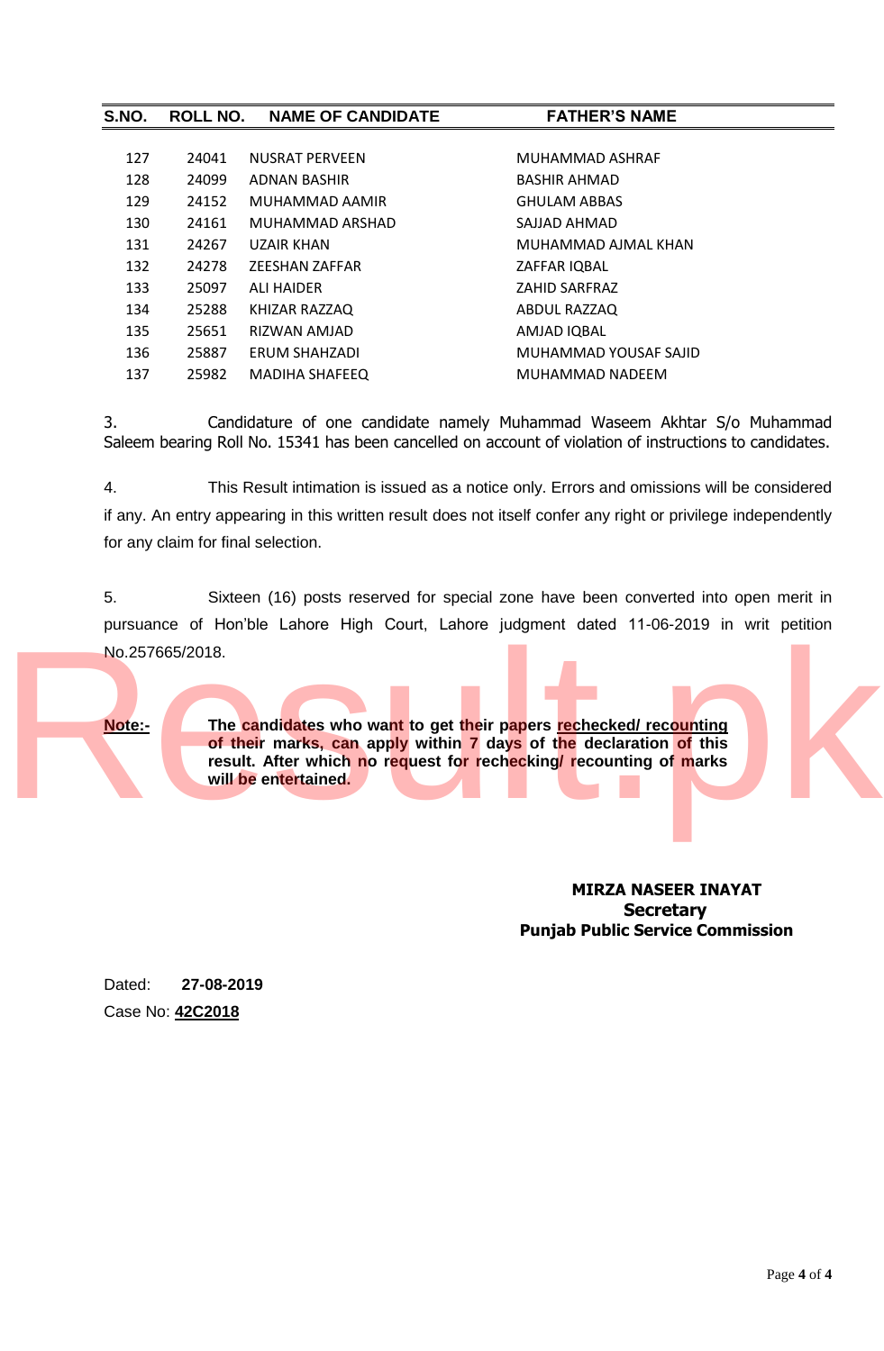| S.NO. | ROLL NO. | NAME OF CANDIDATE | FATHER'S NAME |
|---|---|---|---|
| 127 | 24041 | NUSRAT PERVEEN | MUHAMMAD ASHRAF |
| 128 | 24099 | ADNAN BASHIR | BASHIR AHMAD |
| 129 | 24152 | MUHAMMAD AAMIR | GHULAM ABBAS |
| 130 | 24161 | MUHAMMAD ARSHAD | SAJJAD AHMAD |
| 131 | 24267 | UZAIR KHAN | MUHAMMAD AJMAL KHAN |
| 132 | 24278 | ZEESHAN ZAFFAR | ZAFFAR IQBAL |
| 133 | 25097 | ALI HAIDER | ZAHID SARFRAZ |
| 134 | 25288 | KHIZAR RAZZAQ | ABDUL RAZZAQ |
| 135 | 25651 | RIZWAN AMJAD | AMJAD IQBAL |
| 136 | 25887 | ERUM SHAHZADI | MUHAMMAD YOUSAF SAJID |
| 137 | 25982 | MADIHA SHAFEEQ | MUHAMMAD NADEEM |

3. Candidature of one candidate namely Muhammad Waseem Akhtar S/o Muhammad Saleem bearing Roll No. 15341 has been cancelled on account of violation of instructions to candidates.

4. This Result intimation is issued as a notice only. Errors and omissions will be considered if any. An entry appearing in this written result does not itself confer any right or privilege independently for any claim for final selection.

5. Sixteen (16) posts reserved for special zone have been converted into open merit in pursuance of Hon'ble Lahore High Court, Lahore judgment dated 11-06-2019 in writ petition No.257665/2018.

**Note:-** **The candidates who want to get their papers rechecked/ recounting of their marks, can apply within 7 days of the declaration of this result. After which no request for rechecking/ recounting of marks will be entertained.**

**MIRZA NASEER INAYAT**
**Secretary**
**Punjab Public Service Commission**

Dated: **27-08-2019**
Case No: **42C2018**